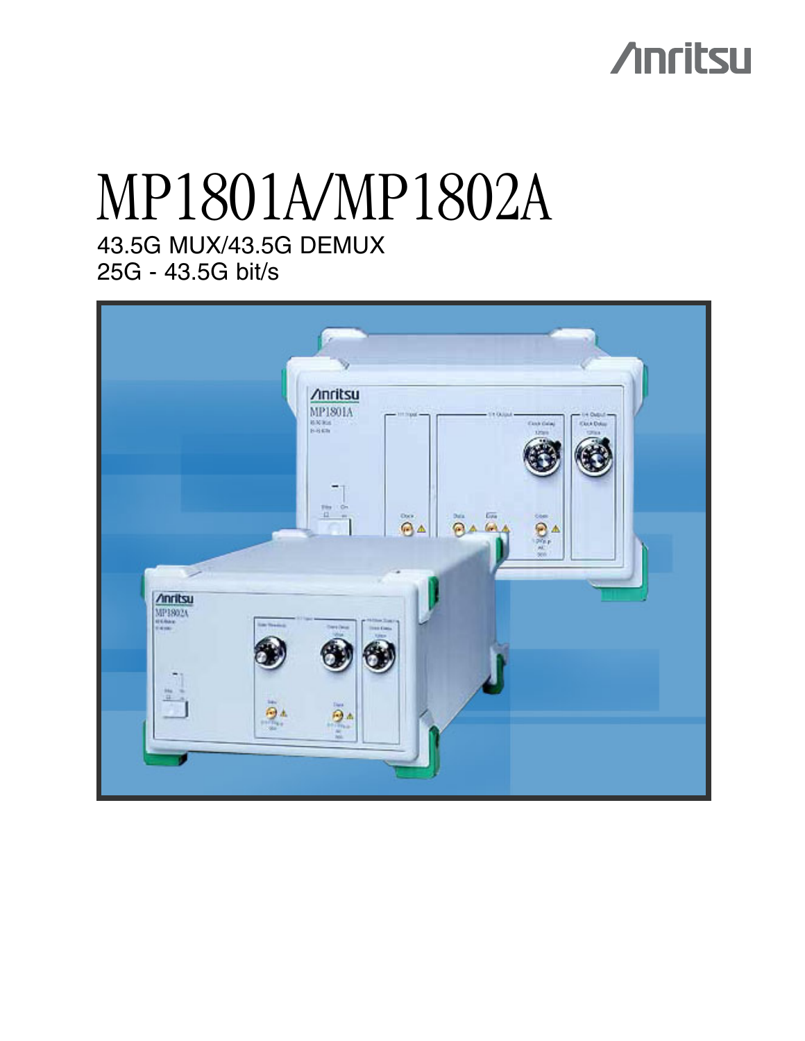Anritsu

# MP1801A/MP1802A

43.5G MUX/43.5G DEMUX
25G - 43.5G bit/s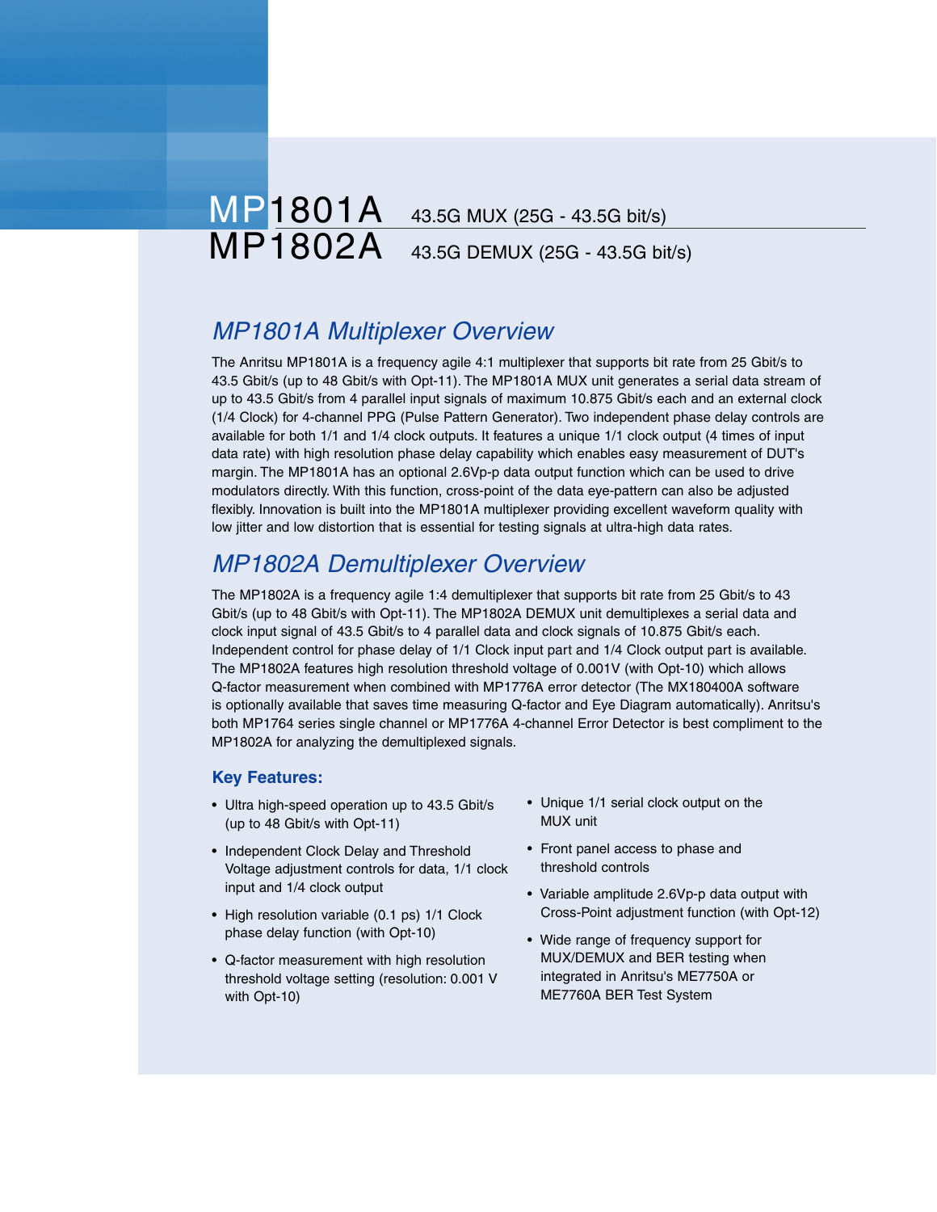# MP1801A 43.5G MUX (25G - 43.5G bit/s)
# MP1802A 43.5G DEMUX (25G - 43.5G bit/s)

## MP1801A Multiplexer Overview

The Anritsu MP1801A is a frequency agile 4:1 multiplexer that supports bit rate from 25 Gbit/s to 43.5 Gbit/s (up to 48 Gbit/s with Opt-11). The MP1801A MUX unit generates a serial data stream of up to 43.5 Gbit/s from 4 parallel input signals of maximum 10.875 Gbit/s each and an external clock (1/4 Clock) for 4-channel PPG (Pulse Pattern Generator). Two independent phase delay controls are available for both 1/1 and 1/4 clock outputs. It features a unique 1/1 clock output (4 times of input data rate) with high resolution phase delay capability which enables easy measurement of DUT's margin. The MP1801A has an optional 2.6Vp-p data output function which can be used to drive modulators directly. With this function, cross-point of the data eye-pattern can also be adjusted flexibly. Innovation is built into the MP1801A multiplexer providing excellent waveform quality with low jitter and low distortion that is essential for testing signals at ultra-high data rates.

## MP1802A Demultiplexer Overview

The MP1802A is a frequency agile 1:4 demultiplexer that supports bit rate from 25 Gbit/s to 43 Gbit/s (up to 48 Gbit/s with Opt-11). The MP1802A DEMUX unit demultiplexes a serial data and clock input signal of 43.5 Gbit/s to 4 parallel data and clock signals of 10.875 Gbit/s each. Independent control for phase delay of 1/1 Clock input part and 1/4 Clock output part is available. The MP1802A features high resolution threshold voltage of 0.001V (with Opt-10) which allows Q-factor measurement when combined with MP1776A error detector (The MX180400A software is optionally available that saves time measuring Q-factor and Eye Diagram automatically). Anritsu's both MP1764 series single channel or MP1776A 4-channel Error Detector is best compliment to the MP1802A for analyzing the demultiplexed signals.

### Key Features:

- Ultra high-speed operation up to 43.5 Gbit/s (up to 48 Gbit/s with Opt-11)
- Independent Clock Delay and Threshold Voltage adjustment controls for data, 1/1 clock input and 1/4 clock output
- High resolution variable (0.1 ps) 1/1 Clock phase delay function (with Opt-10)
- Q-factor measurement with high resolution threshold voltage setting (resolution: 0.001 V with Opt-10)
- Unique 1/1 serial clock output on the MUX unit
- Front panel access to phase and threshold controls
- Variable amplitude 2.6Vp-p data output with Cross-Point adjustment function (with Opt-12)
- Wide range of frequency support for MUX/DEMUX and BER testing when integrated in Anritsu's ME7750A or ME7760A BER Test System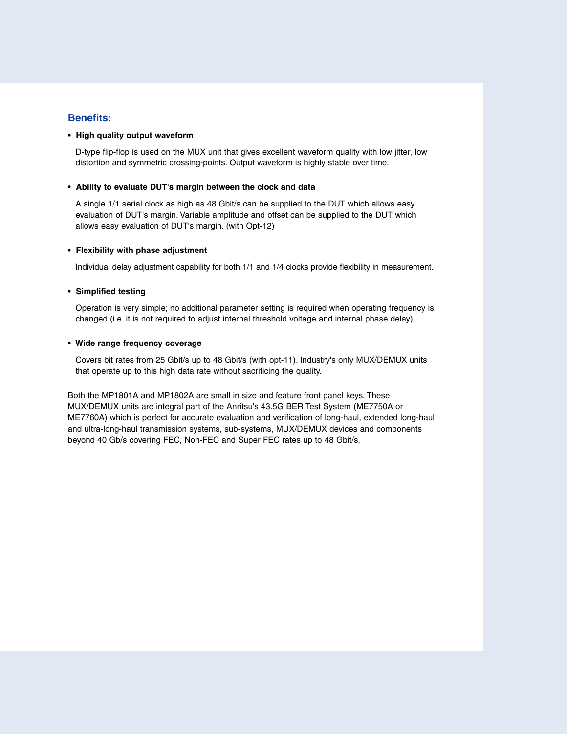## Benefits:

- **High quality output waveform**

  D-type flip-flop is used on the MUX unit that gives excellent waveform quality with low jitter, low distortion and symmetric crossing-points. Output waveform is highly stable over time.

- **Ability to evaluate DUT's margin between the clock and data**

  A single 1/1 serial clock as high as 48 Gbit/s can be supplied to the DUT which allows easy evaluation of DUT's margin. Variable amplitude and offset can be supplied to the DUT which allows easy evaluation of DUT's margin. (with Opt-12)

- **Flexibility with phase adjustment**

  Individual delay adjustment capability for both 1/1 and 1/4 clocks provide flexibility in measurement.

- **Simplified testing**

  Operation is very simple; no additional parameter setting is required when operating frequency is changed (i.e. it is not required to adjust internal threshold voltage and internal phase delay).

- **Wide range frequency coverage**

  Covers bit rates from 25 Gbit/s up to 48 Gbit/s (with opt-11). Industry's only MUX/DEMUX units that operate up to this high data rate without sacrificing the quality.

Both the MP1801A and MP1802A are small in size and feature front panel keys. These MUX/DEMUX units are integral part of the Anritsu's 43.5G BER Test System (ME7750A or ME7760A) which is perfect for accurate evaluation and verification of long-haul, extended long-haul and ultra-long-haul transmission systems, sub-systems, MUX/DEMUX devices and components beyond 40 Gb/s covering FEC, Non-FEC and Super FEC rates up to 48 Gbit/s.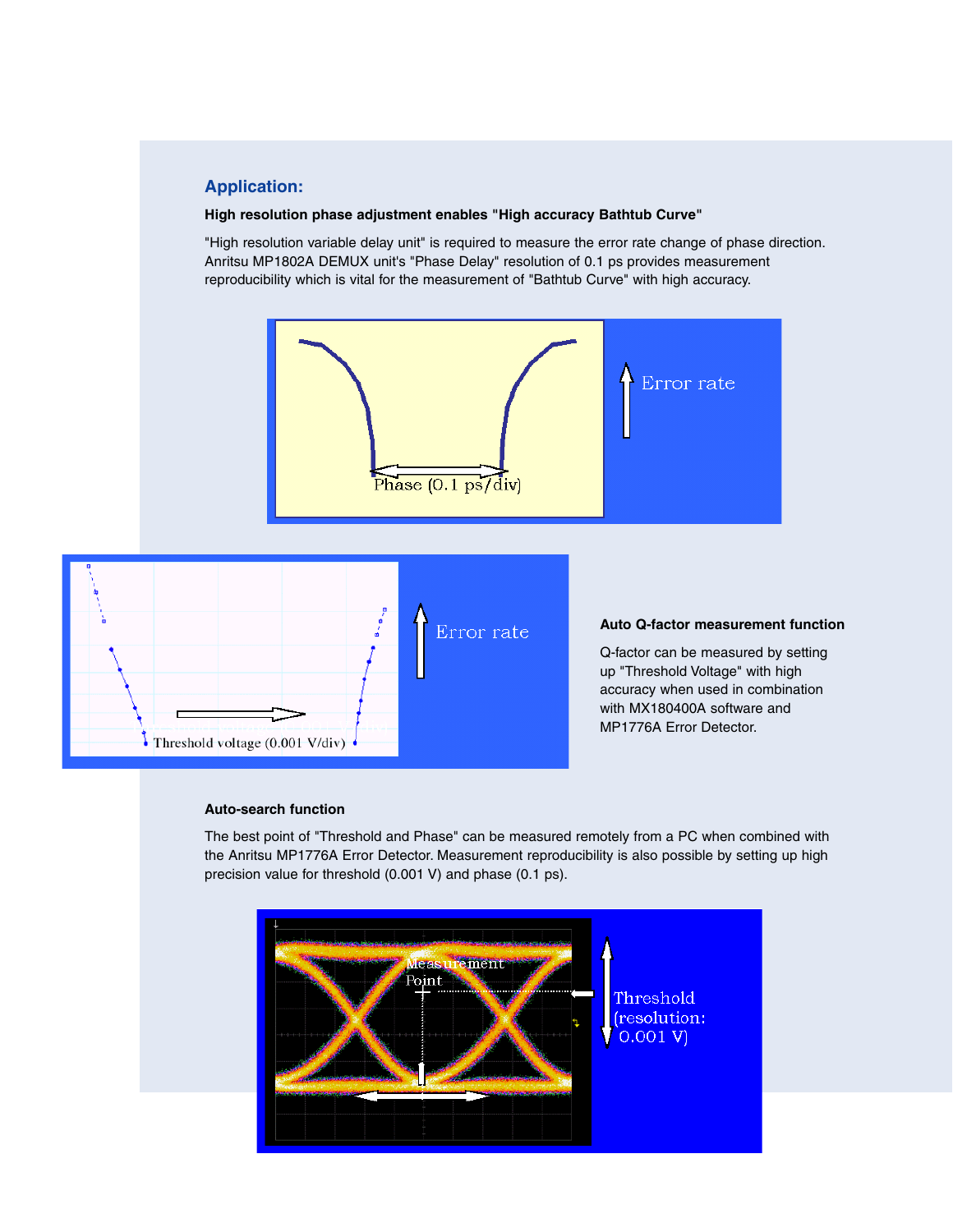## Application:

### High resolution phase adjustment enables "High accuracy Bathtub Curve"

"High resolution variable delay unit" is required to measure the error rate change of phase direction. Anritsu MP1802A DEMUX unit's "Phase Delay" resolution of 0.1 ps provides measurement reproducibility which is vital for the measurement of "Bathtub Curve" with high accuracy.

Phase (0.1 ps/div)

Error rate

Threshold voltage (0.001 V/div)

Error rate

### Auto Q-factor measurement function

Q-factor can be measured by setting up "Threshold Voltage" with high accuracy when used in combination with MX180400A software and MP1776A Error Detector.

### Auto-search function

The best point of "Threshold and Phase" can be measured remotely from a PC when combined with the Anritsu MP1776A Error Detector. Measurement reproducibility is also possible by setting up high precision value for threshold (0.001 V) and phase (0.1 ps).

Measurement Point

Threshold (resolution: 0.001 V)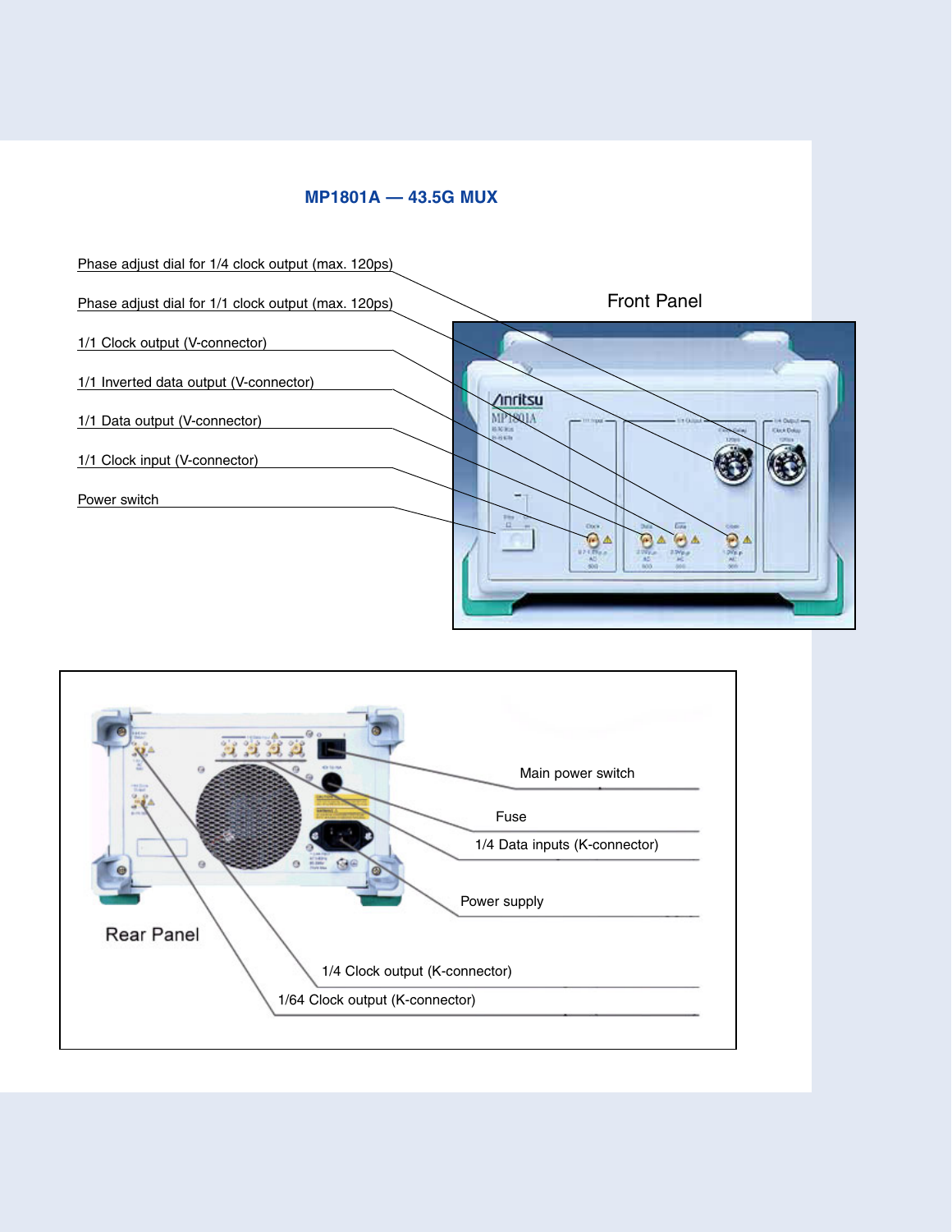## MP1801A — 43.5G MUX

Front Panel

- Phase adjust dial for 1/4 clock output (max. 120ps)
- Phase adjust dial for 1/1 clock output (max. 120ps)
- 1/1 Clock output (V-connector)
- 1/1 Inverted data output (V-connector)
- 1/1 Data output (V-connector)
- 1/1 Clock input (V-connector)
- Power switch

Rear Panel

- Main power switch
- Fuse
- 1/4 Data inputs (K-connector)
- Power supply
- 1/4 Clock output (K-connector)
- 1/64 Clock output (K-connector)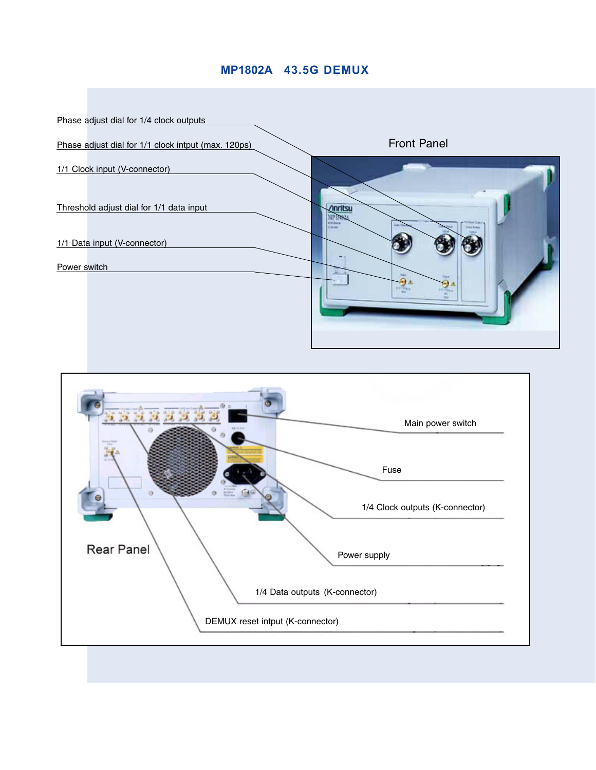# MP1802A 43.5G DEMUX

## Front Panel

- Phase adjust dial for 1/4 clock outputs
- Phase adjust dial for 1/1 clock intput (max. 120ps)
- 1/1 Clock input (V-connector)
- Threshold adjust dial for 1/1 data input
- 1/1 Data input (V-connector)
- Power switch

## Rear Panel

- Main power switch
- Fuse
- 1/4 Clock outputs (K-connector)
- Power supply
- 1/4 Data outputs (K-connector)
- DEMUX reset intput (K-connector)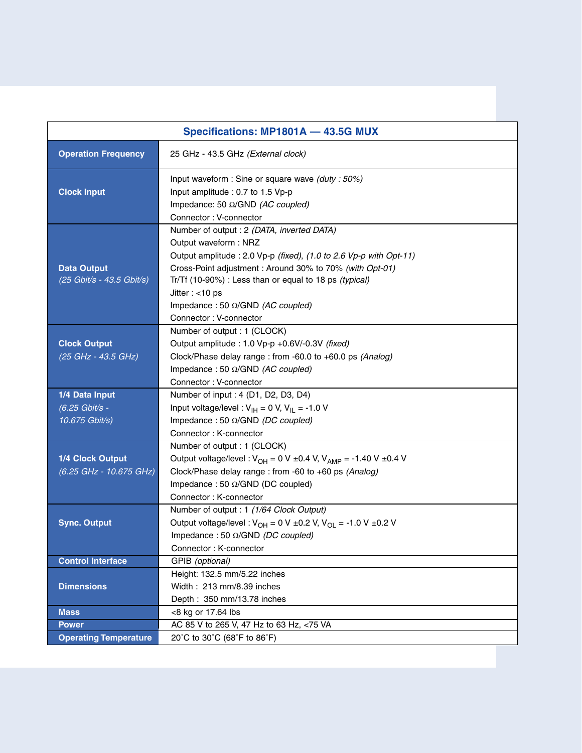## Specifications: MP1801A — 43.5G MUX

| Item | Specification |
|---|---|
| **Operation Frequency** | 25 GHz - 43.5 GHz *(External clock)* |
| **Clock Input** | Input waveform : Sine or square wave *(duty : 50%)*<br>Input amplitude : 0.7 to 1.5 Vp-p<br>Impedance: 50 Ω/GND *(AC coupled)*<br>Connector : V-connector |
| **Data Output** *(25 Gbit/s - 43.5 Gbit/s)* | Number of output : 2 *(DATA, inverted DATA)*<br>Output waveform : NRZ<br>Output amplitude : 2.0 Vp-p *(fixed)*, *(1.0 to 2.6 Vp-p with Opt-11)*<br>Cross-Point adjustment : Around 30% to 70% *(with Opt-01)*<br>Tr/Tf (10-90%) : Less than or equal to 18 ps *(typical)*<br>Jitter : <10 ps<br>Impedance : 50 Ω/GND *(AC coupled)*<br>Connector : V-connector |
| **Clock Output** *(25 GHz - 43.5 GHz)* | Number of output : 1 (CLOCK)<br>Output amplitude : 1.0 Vp-p +0.6V/-0.3V *(fixed)*<br>Clock/Phase delay range : from -60.0 to +60.0 ps *(Analog)*<br>Impedance : 50 Ω/GND *(AC coupled)*<br>Connector : V-connector |
| **1/4 Data Input** *(6.25 Gbit/s - 10.675 Gbit/s)* | Number of input : 4 (D1, D2, D3, D4)<br>Input voltage/level : $V_{IH}$ = 0 V, $V_{IL}$ = -1.0 V<br>Impedance : 50 Ω/GND *(DC coupled)*<br>Connector : K-connector |
| **1/4 Clock Output** *(6.25 GHz - 10.675 GHz)* | Number of output : 1 (CLOCK)<br>Output voltage/level : $V_{OH}$ = 0 V ±0.4 V, $V_{AMP}$ = -1.40 V ±0.4 V<br>Clock/Phase delay range : from -60 to +60 ps *(Analog)*<br>Impedance : 50 Ω/GND (DC coupled)<br>Connector : K-connector |
| **Sync. Output** | Number of output : 1 *(1/64 Clock Output)*<br>Output voltage/level : $V_{OH}$ = 0 V ±0.2 V, $V_{OL}$ = -1.0 V ±0.2 V<br>Impedance : 50 Ω/GND *(DC coupled)*<br>Connector : K-connector |
| **Control Interface** | GPIB *(optional)* |
| **Dimensions** | Height: 132.5 mm/5.22 inches<br>Width : 213 mm/8.39 inches<br>Depth : 350 mm/13.78 inches |
| **Mass** | <8 kg or 17.64 lbs |
| **Power** | AC 85 V to 265 V, 47 Hz to 63 Hz, <75 VA |
| **Operating Temperature** | 20˚C to 30˚C (68˚F to 86˚F) |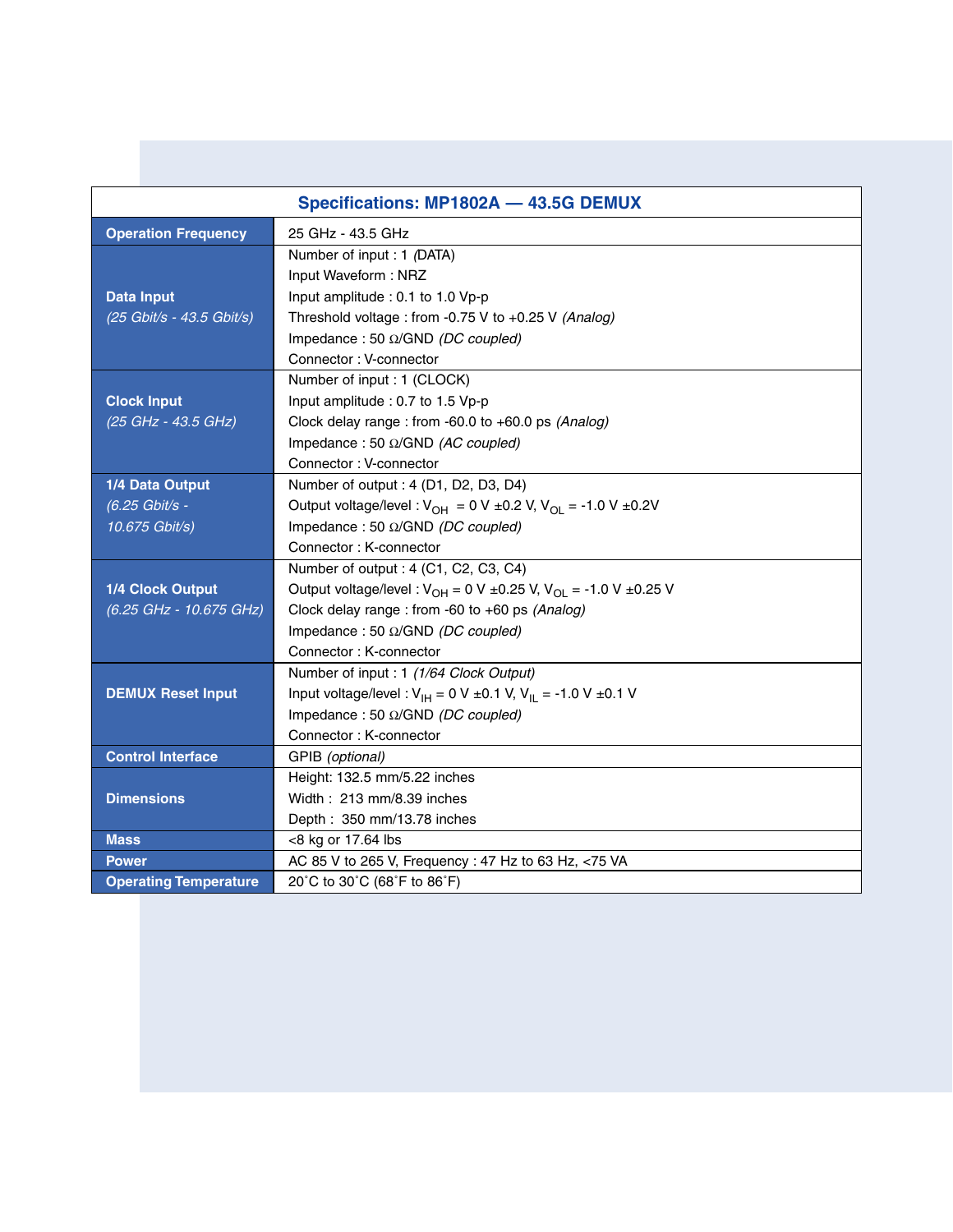## Specifications: MP1802A — 43.5G DEMUX

| | |
|---|---|
| **Operation Frequency** | 25 GHz - 43.5 GHz |
| **Data Input** *(25 Gbit/s - 43.5 Gbit/s)* | Number of input : 1 *(*DATA)<br>Input Waveform : NRZ<br>Input amplitude : 0.1 to 1.0 Vp-p<br>Threshold voltage : from -0.75 V to +0.25 V *(Analog)*<br>Impedance : 50 Ω/GND *(DC coupled)*<br>Connector : V-connector |
| **Clock Input** *(25 GHz - 43.5 GHz)* | Number of input : 1 (CLOCK)<br>Input amplitude : 0.7 to 1.5 Vp-p<br>Clock delay range : from -60.0 to +60.0 ps *(Analog)*<br>Impedance : 50 Ω/GND *(AC coupled)*<br>Connector : V-connector |
| **1/4 Data Output** *(6.25 Gbit/s - 10.675 Gbit/s)* | Number of output : 4 (D1, D2, D3, D4)<br>Output voltage/level : $V_{OH}$ = 0 V ±0.2 V, $V_{OL}$ = -1.0 V ±0.2V<br>Impedance : 50 Ω/GND *(DC coupled)*<br>Connector : K-connector |
| **1/4 Clock Output** *(6.25 GHz - 10.675 GHz)* | Number of output : 4 (C1, C2, C3, C4)<br>Output voltage/level : $V_{OH}$ = 0 V ±0.25 V, $V_{OL}$ = -1.0 V ±0.25 V<br>Clock delay range : from -60 to +60 ps *(Analog)*<br>Impedance : 50 Ω/GND *(DC coupled)*<br>Connector : K-connector |
| **DEMUX Reset Input** | Number of input : 1 *(1/64 Clock Output)*<br>Input voltage/level : $V_{IH}$ = 0 V ±0.1 V, $V_{IL}$ = -1.0 V ±0.1 V<br>Impedance : 50 Ω/GND *(DC coupled)*<br>Connector : K-connector |
| **Control Interface** | GPIB *(optional)* |
| **Dimensions** | Height: 132.5 mm/5.22 inches<br>Width : 213 mm/8.39 inches<br>Depth : 350 mm/13.78 inches |
| **Mass** | <8 kg or 17.64 lbs |
| **Power** | AC 85 V to 265 V, Frequency : 47 Hz to 63 Hz, <75 VA |
| **Operating Temperature** | 20˚C to 30˚C (68˚F to 86˚F) |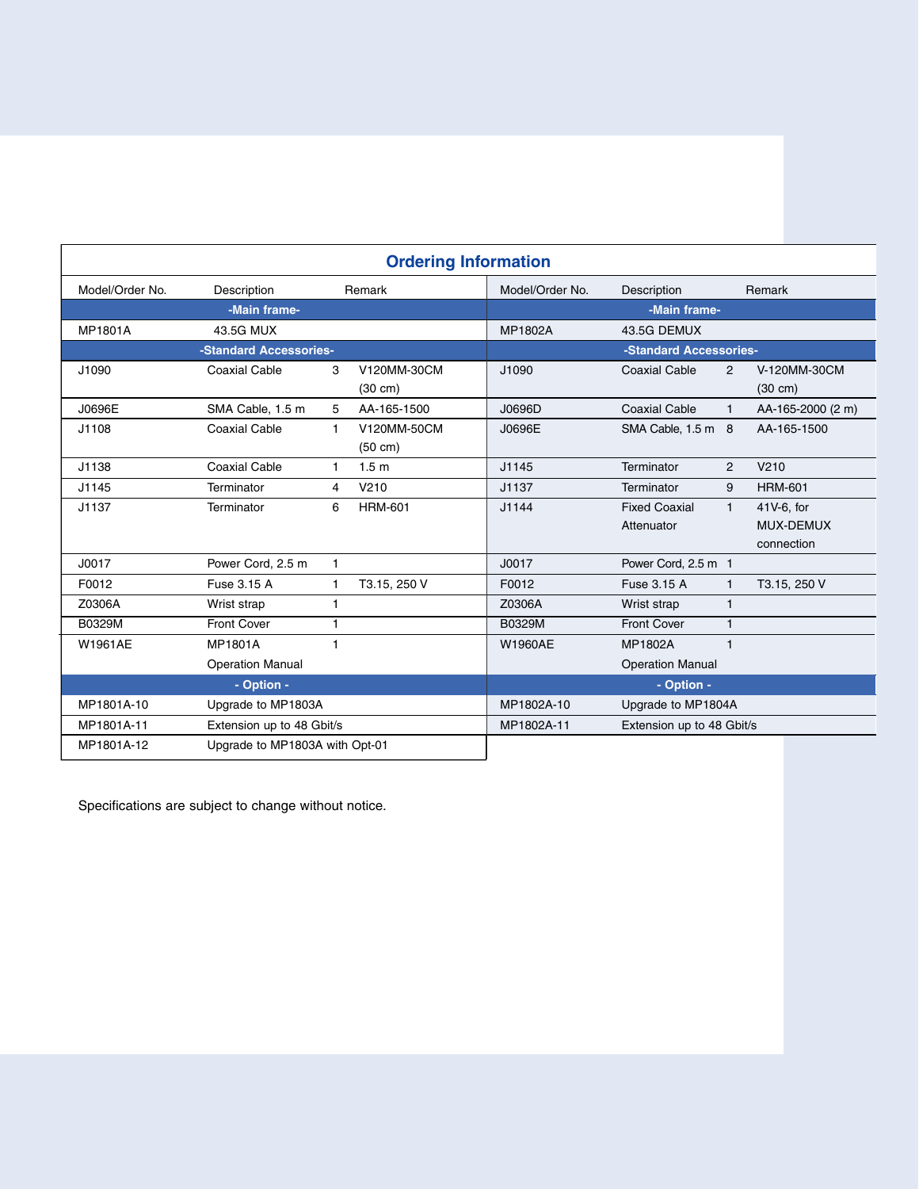## Ordering Information

| Model/Order No. | Description | | Remark |
|---|---|---|---|
| **-Main frame-** | | | |
| MP1801A | 43.5G MUX | | |
| **-Standard Accessories-** | | | |
| J1090 | Coaxial Cable | 3 | V120MM-30CM (30 cm) |
| J0696E | SMA Cable, 1.5 m | 5 | AA-165-1500 |
| J1108 | Coaxial Cable | 1 | V120MM-50CM (50 cm) |
| J1138 | Coaxial Cable | 1 | 1.5 m |
| J1145 | Terminator | 4 | V210 |
| J1137 | Terminator | 6 | HRM-601 |
| J0017 | Power Cord, 2.5 m | 1 | |
| F0012 | Fuse 3.15 A | 1 | T3.15, 250 V |
| Z0306A | Wrist strap | 1 | |
| B0329M | Front Cover | 1 | |
| W1961AE | MP1801A Operation Manual | 1 | |
| **- Option -** | | | |
| MP1801A-10 | Upgrade to MP1803A | | |
| MP1801A-11 | Extension up to 48 Gbit/s | | |
| MP1801A-12 | Upgrade to MP1803A with Opt-01 | | |

| Model/Order No. | Description | | Remark |
|---|---|---|---|
| **-Main frame-** | | | |
| MP1802A | 43.5G DEMUX | | |
| **-Standard Accessories-** | | | |
| J1090 | Coaxial Cable | 2 | V-120MM-30CM (30 cm) |
| J0696D | Coaxial Cable | 1 | AA-165-2000 (2 m) |
| J0696E | SMA Cable, 1.5 m | 8 | AA-165-1500 |
| J1145 | Terminator | 2 | V210 |
| J1137 | Terminator | 9 | HRM-601 |
| J1144 | Fixed Coaxial Attenuator | 1 | 41V-6, for MUX-DEMUX connection |
| J0017 | Power Cord, 2.5 m | 1 | |
| F0012 | Fuse 3.15 A | 1 | T3.15, 250 V |
| Z0306A | Wrist strap | 1 | |
| B0329M | Front Cover | 1 | |
| W1960AE | MP1802A Operation Manual | 1 | |
| **- Option -** | | | |
| MP1802A-10 | Upgrade to MP1804A | | |
| MP1802A-11 | Extension up to 48 Gbit/s | | |

Specifications are subject to change without notice.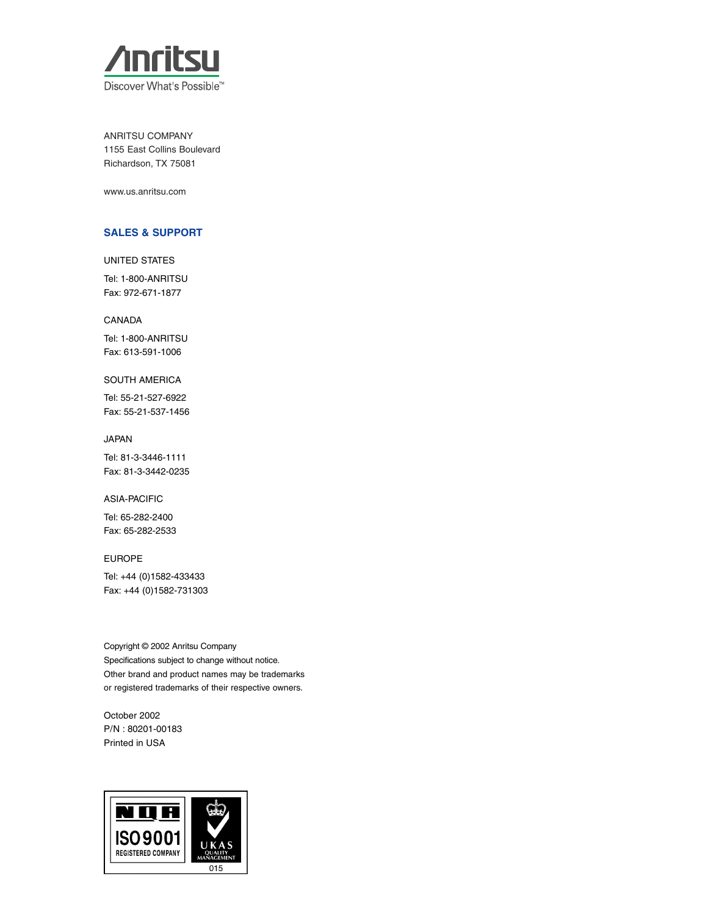Anritsu

Discover What's Possible™

ANRITSU COMPANY
1155 East Collins Boulevard
Richardson, TX 75081

www.us.anritsu.com

## SALES & SUPPORT

UNITED STATES

Tel: 1-800-ANRITSU
Fax: 972-671-1877

CANADA

Tel: 1-800-ANRITSU
Fax: 613-591-1006

SOUTH AMERICA

Tel: 55-21-527-6922
Fax: 55-21-537-1456

JAPAN

Tel: 81-3-3446-1111
Fax: 81-3-3442-0235

ASIA-PACIFIC

Tel: 65-282-2400
Fax: 65-282-2533

EUROPE

Tel: +44 (0)1582-433433
Fax: +44 (0)1582-731303

Copyright © 2002 Anritsu Company
Specifications subject to change without notice.
Other brand and product names may be trademarks
or registered trademarks of their respective owners.

October 2002
P/N : 80201-00183
Printed in USA

NQA ISO 9001 REGISTERED COMPANY

UKAS QUALITY MANAGEMENT
015